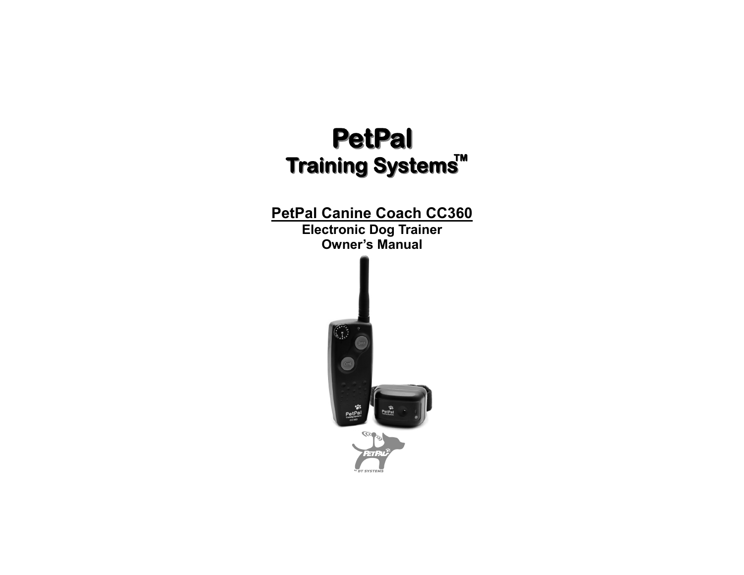# PetPal
## Training Systems™

**<u>PetPal Canine Coach CC360</u>**

**Electronic Dog Trainer**
**Owner's Manual**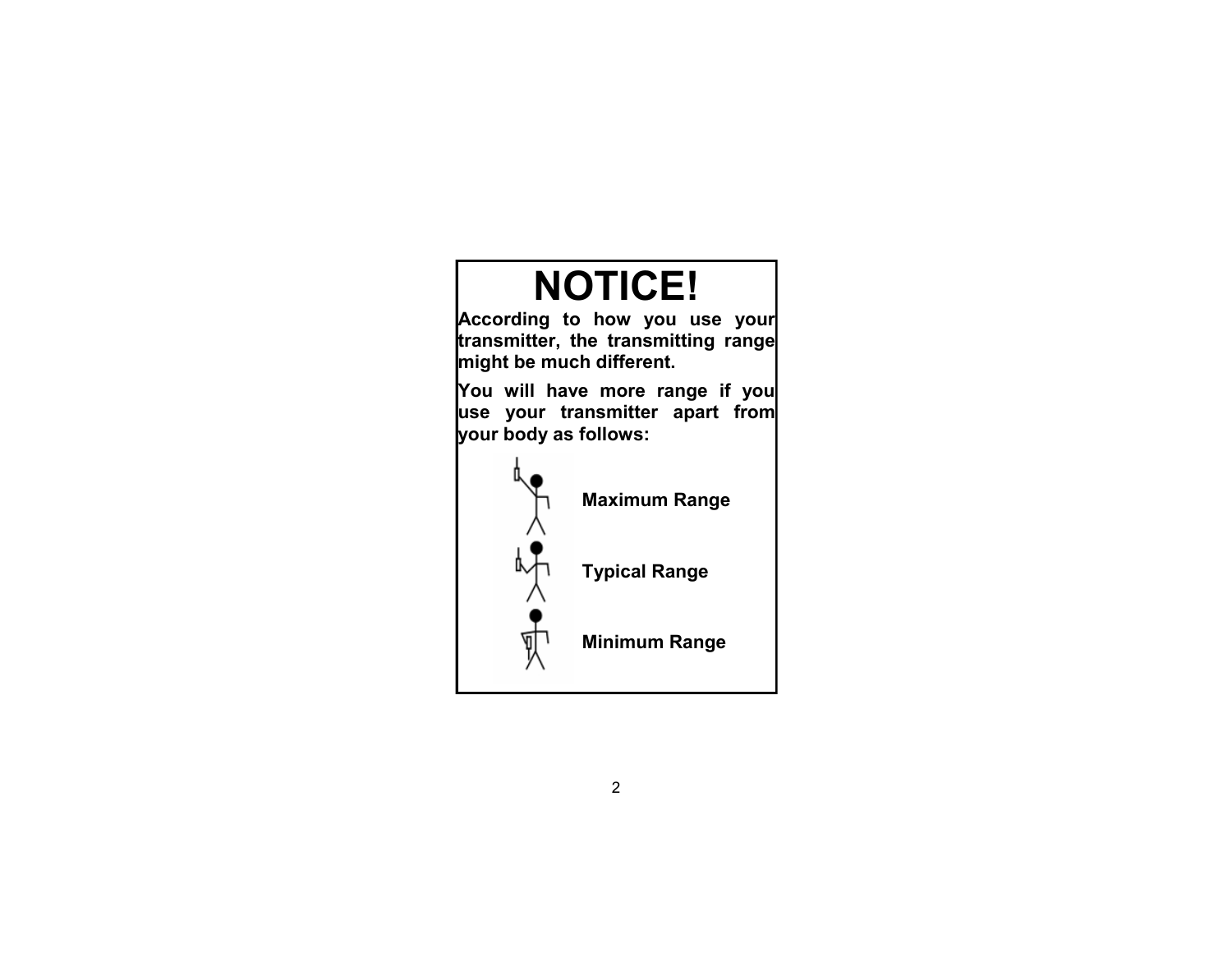# NOTICE!

**According to how you use your transmitter, the transmitting range might be much different.**

**You will have more range if you use your transmitter apart from your body as follows:**

**Maximum Range**

**Typical Range**

**Minimum Range**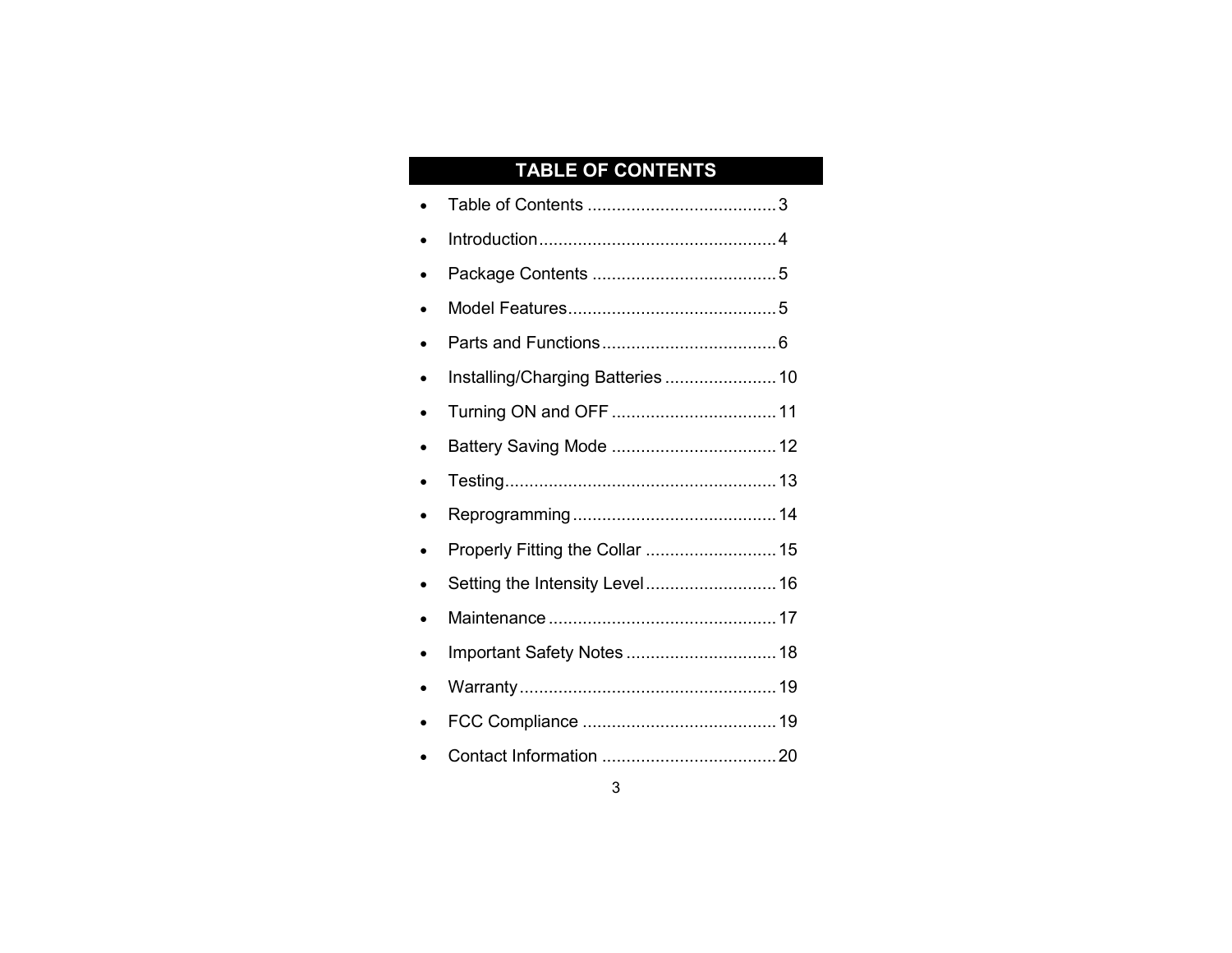## TABLE OF CONTENTS

- Table of Contents ....................................... 3
- Introduction................................................. 4
- Package Contents ...................................... 5
- Model Features........................................... 5
- Parts and Functions.................................... 6
- Installing/Charging Batteries ....................... 10
- Turning ON and OFF .................................. 11
- Battery Saving Mode .................................. 12
- Testing........................................................ 13
- Reprogramming........................................... 14
- Properly Fitting the Collar ........................... 15
- Setting the Intensity Level........................... 16
- Maintenance............................................... 17
- Important Safety Notes ............................... 18
- Warranty..................................................... 19
- FCC Compliance ........................................ 19
- Contact Information .................................... 20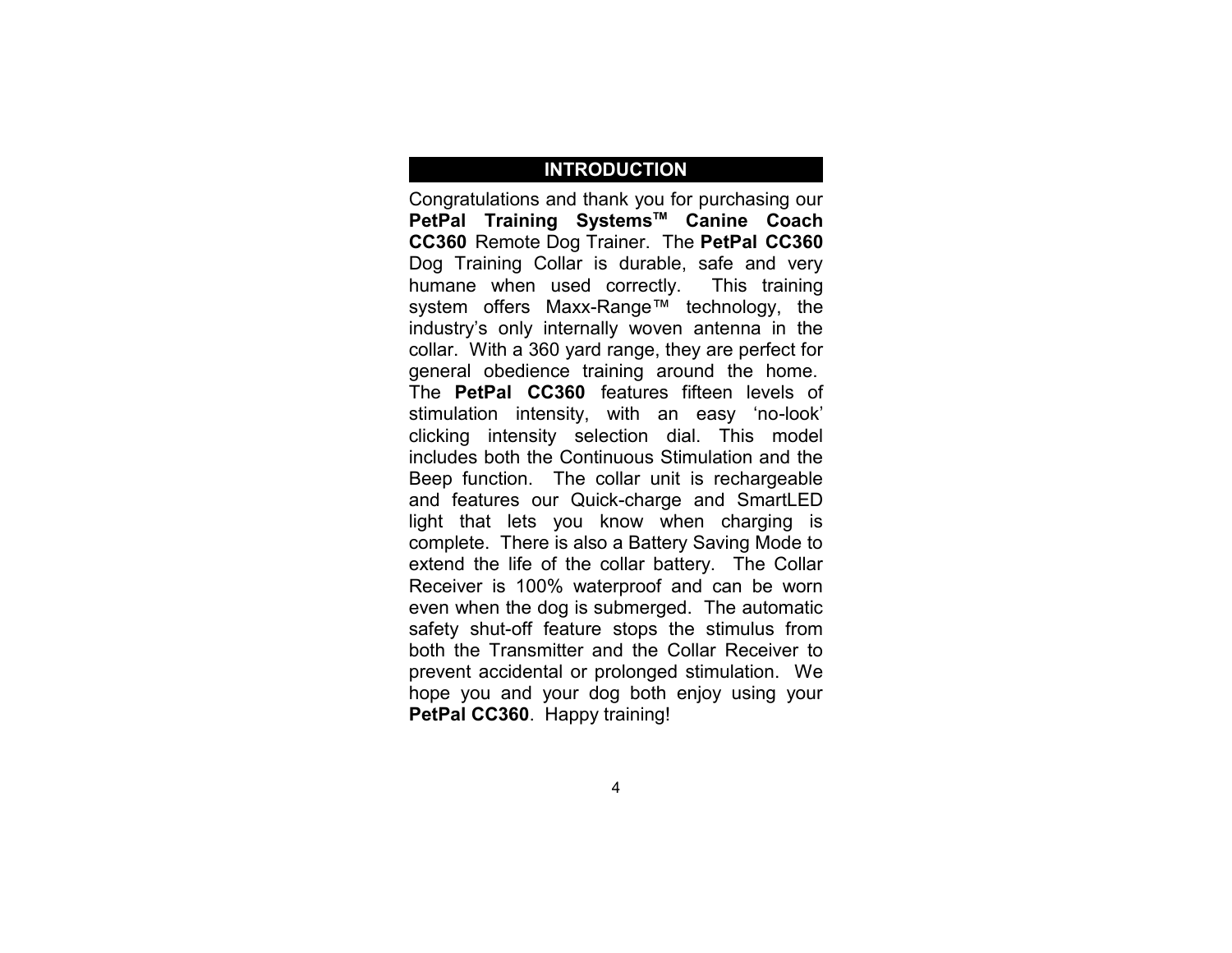## INTRODUCTION

Congratulations and thank you for purchasing our **PetPal Training Systems™ Canine Coach CC360** Remote Dog Trainer. The **PetPal CC360** Dog Training Collar is durable, safe and very humane when used correctly. This training system offers Maxx-Range™ technology, the industry's only internally woven antenna in the collar. With a 360 yard range, they are perfect for general obedience training around the home. The **PetPal CC360** features fifteen levels of stimulation intensity, with an easy 'no-look' clicking intensity selection dial. This model includes both the Continuous Stimulation and the Beep function. The collar unit is rechargeable and features our Quick-charge and SmartLED light that lets you know when charging is complete. There is also a Battery Saving Mode to extend the life of the collar battery. The Collar Receiver is 100% waterproof and can be worn even when the dog is submerged. The automatic safety shut-off feature stops the stimulus from both the Transmitter and the Collar Receiver to prevent accidental or prolonged stimulation. We hope you and your dog both enjoy using your **PetPal CC360**. Happy training!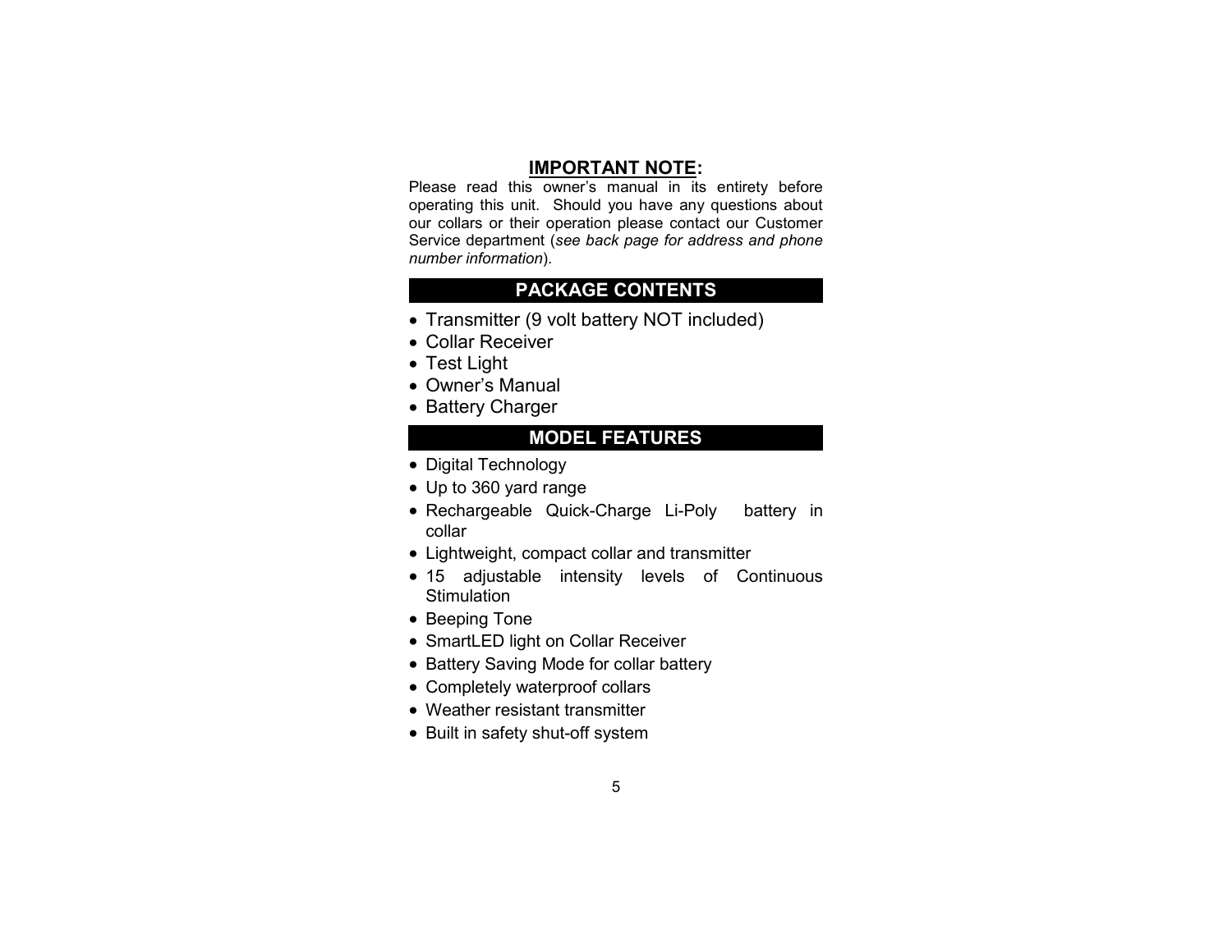## IMPORTANT NOTE:

Please read this owner's manual in its entirety before operating this unit. Should you have any questions about our collars or their operation please contact our Customer Service department (*see back page for address and phone number information*).

## PACKAGE CONTENTS

- Transmitter (9 volt battery NOT included)
- Collar Receiver
- Test Light
- Owner's Manual
- Battery Charger

## MODEL FEATURES

- Digital Technology
- Up to 360 yard range
- Rechargeable Quick-Charge Li-Poly battery in collar
- Lightweight, compact collar and transmitter
- 15 adjustable intensity levels of Continuous Stimulation
- Beeping Tone
- SmartLED light on Collar Receiver
- Battery Saving Mode for collar battery
- Completely waterproof collars
- Weather resistant transmitter
- Built in safety shut-off system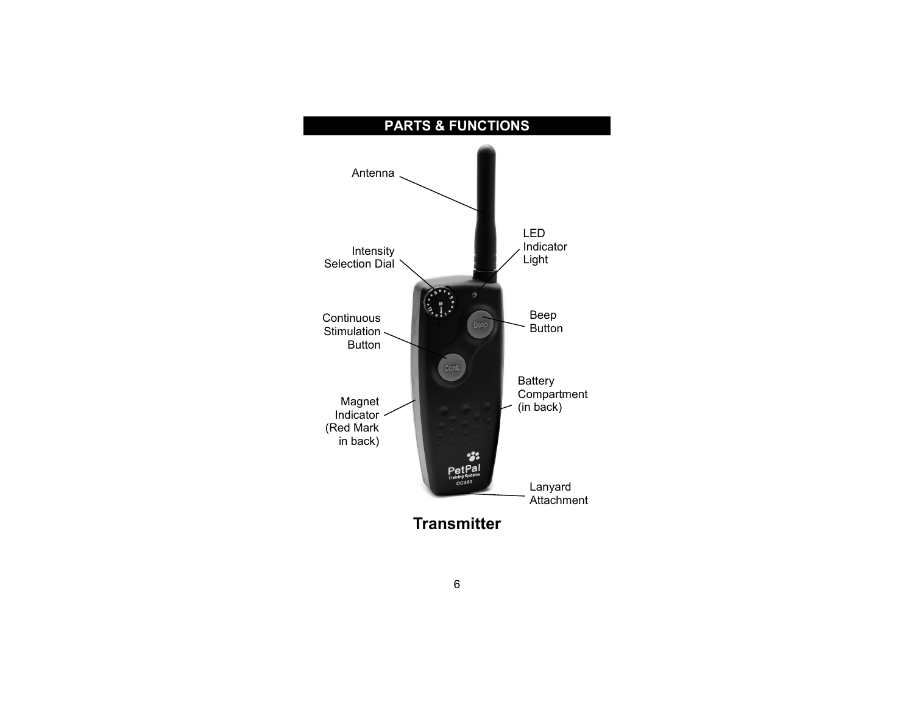## PARTS & FUNCTIONS

Antenna

LED Indicator Light

Intensity Selection Dial

Beep Button

Continuous Stimulation Button

Battery Compartment (in back)

Magnet Indicator (Red Mark in back)

Lanyard Attachment

**Transmitter**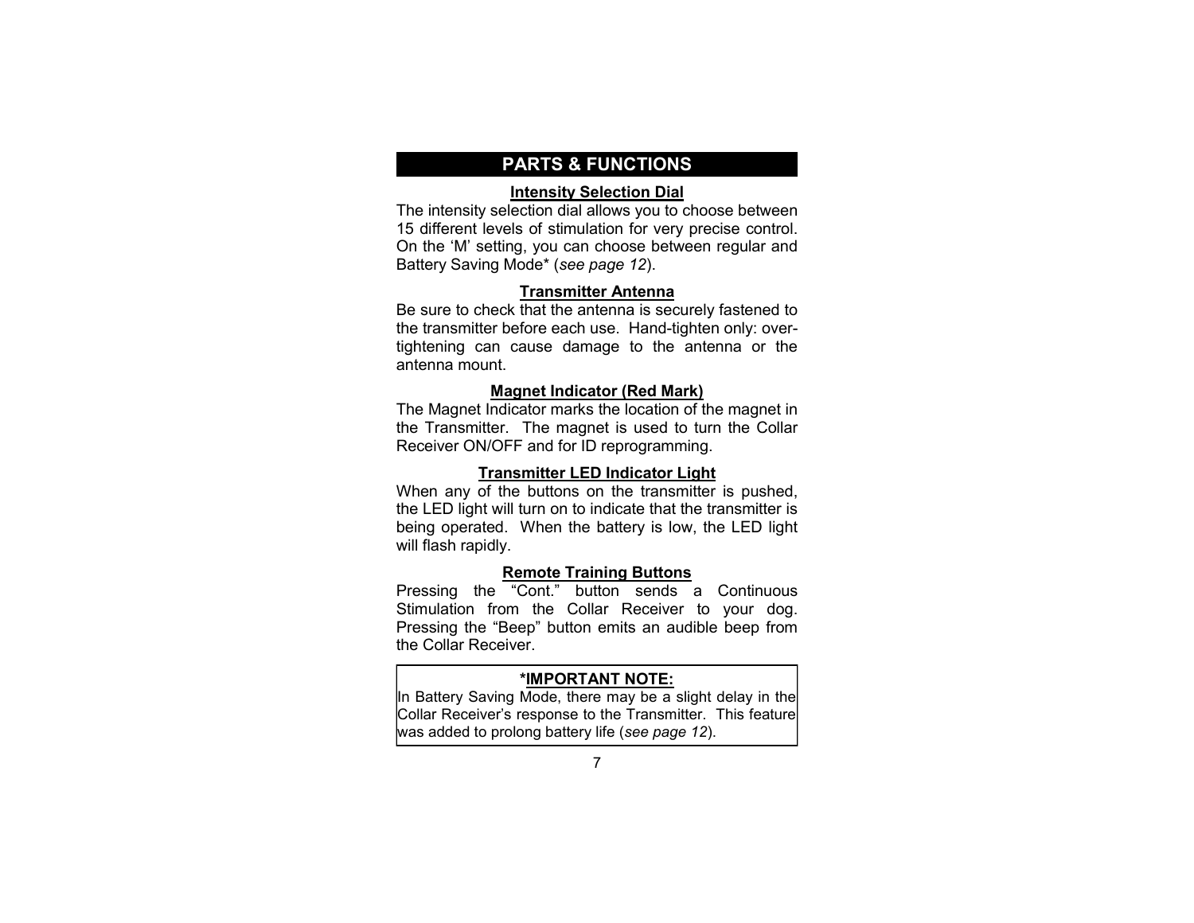# PARTS & FUNCTIONS

### Intensity Selection Dial

The intensity selection dial allows you to choose between 15 different levels of stimulation for very precise control. On the 'M' setting, you can choose between regular and Battery Saving Mode* (*see page 12*).

### Transmitter Antenna

Be sure to check that the antenna is securely fastened to the transmitter before each use. Hand-tighten only: over-tightening can cause damage to the antenna or the antenna mount.

### Magnet Indicator (Red Mark)

The Magnet Indicator marks the location of the magnet in the Transmitter. The magnet is used to turn the Collar Receiver ON/OFF and for ID reprogramming.

### Transmitter LED Indicator Light

When any of the buttons on the transmitter is pushed, the LED light will turn on to indicate that the transmitter is being operated. When the battery is low, the LED light will flash rapidly.

### Remote Training Buttons

Pressing the "Cont." button sends a Continuous Stimulation from the Collar Receiver to your dog. Pressing the "Beep" button emits an audible beep from the Collar Receiver.

**\*IMPORTANT NOTE:**

In Battery Saving Mode, there may be a slight delay in the Collar Receiver's response to the Transmitter. This feature was added to prolong battery life (*see page 12*).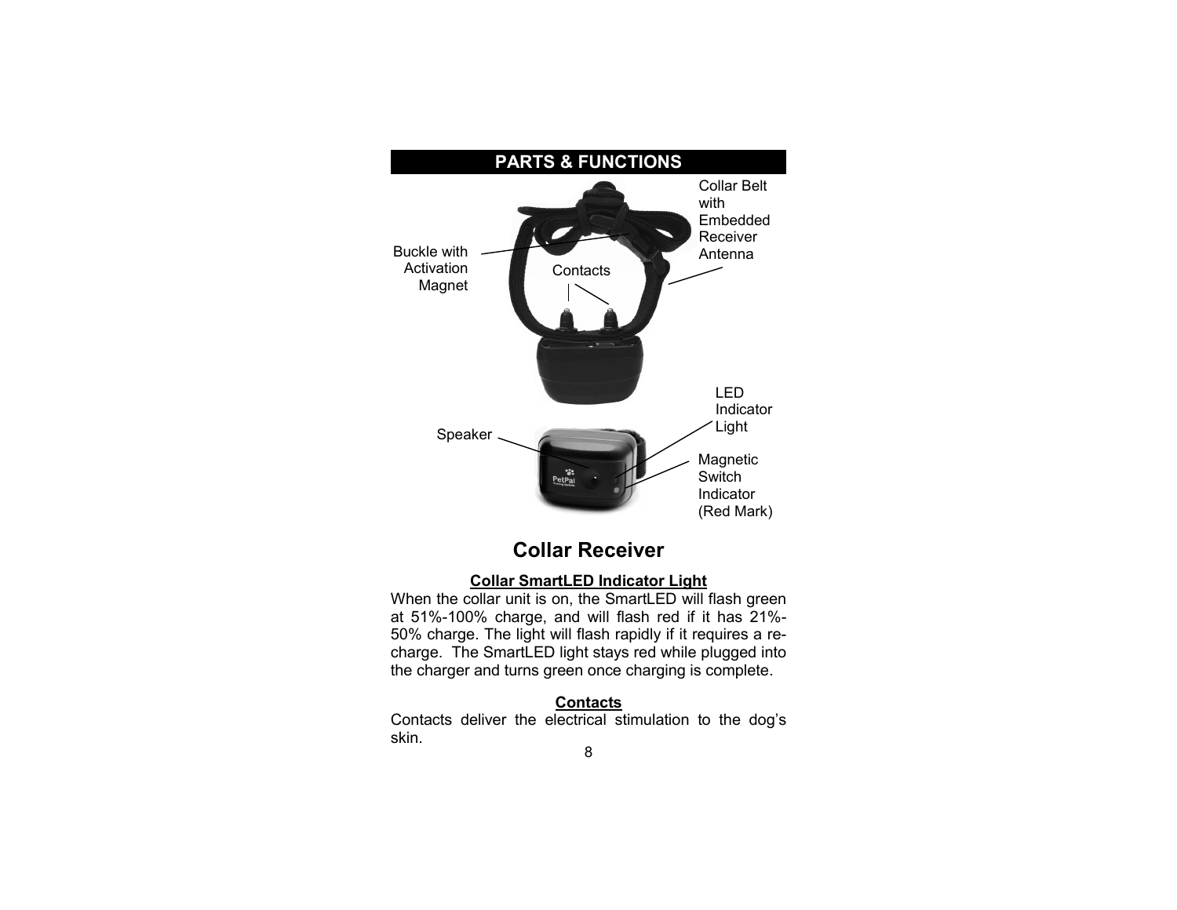## PARTS & FUNCTIONS

Collar Belt with Embedded Receiver Antenna

Buckle with Activation Magnet

Contacts

LED Indicator Light

Speaker

Magnetic Switch Indicator (Red Mark)

# Collar Receiver

**Collar SmartLED Indicator Light**

When the collar unit is on, the SmartLED will flash green at 51%-100% charge, and will flash red if it has 21%-50% charge. The light will flash rapidly if it requires a re-charge. The SmartLED light stays red while plugged into the charger and turns green once charging is complete.

**Contacts**

Contacts deliver the electrical stimulation to the dog's skin.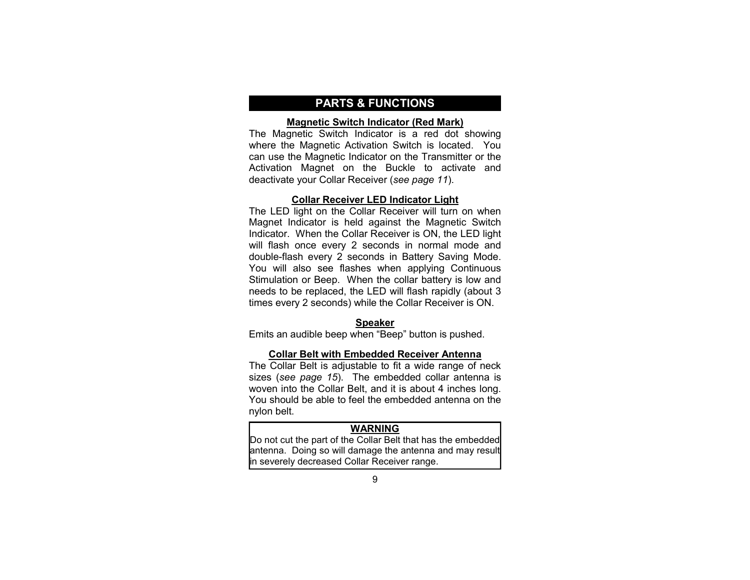## PARTS & FUNCTIONS

### Magnetic Switch Indicator (Red Mark)

The Magnetic Switch Indicator is a red dot showing where the Magnetic Activation Switch is located. You can use the Magnetic Indicator on the Transmitter or the Activation Magnet on the Buckle to activate and deactivate your Collar Receiver (*see page 11*).

### Collar Receiver LED Indicator Light

The LED light on the Collar Receiver will turn on when Magnet Indicator is held against the Magnetic Switch Indicator. When the Collar Receiver is ON, the LED light will flash once every 2 seconds in normal mode and double-flash every 2 seconds in Battery Saving Mode. You will also see flashes when applying Continuous Stimulation or Beep. When the collar battery is low and needs to be replaced, the LED will flash rapidly (about 3 times every 2 seconds) while the Collar Receiver is ON.

### Speaker

Emits an audible beep when "Beep" button is pushed.

### Collar Belt with Embedded Receiver Antenna

The Collar Belt is adjustable to fit a wide range of neck sizes (*see page 15*). The embedded collar antenna is woven into the Collar Belt, and it is about 4 inches long. You should be able to feel the embedded antenna on the nylon belt.

**WARNING**

Do not cut the part of the Collar Belt that has the embedded antenna. Doing so will damage the antenna and may result in severely decreased Collar Receiver range.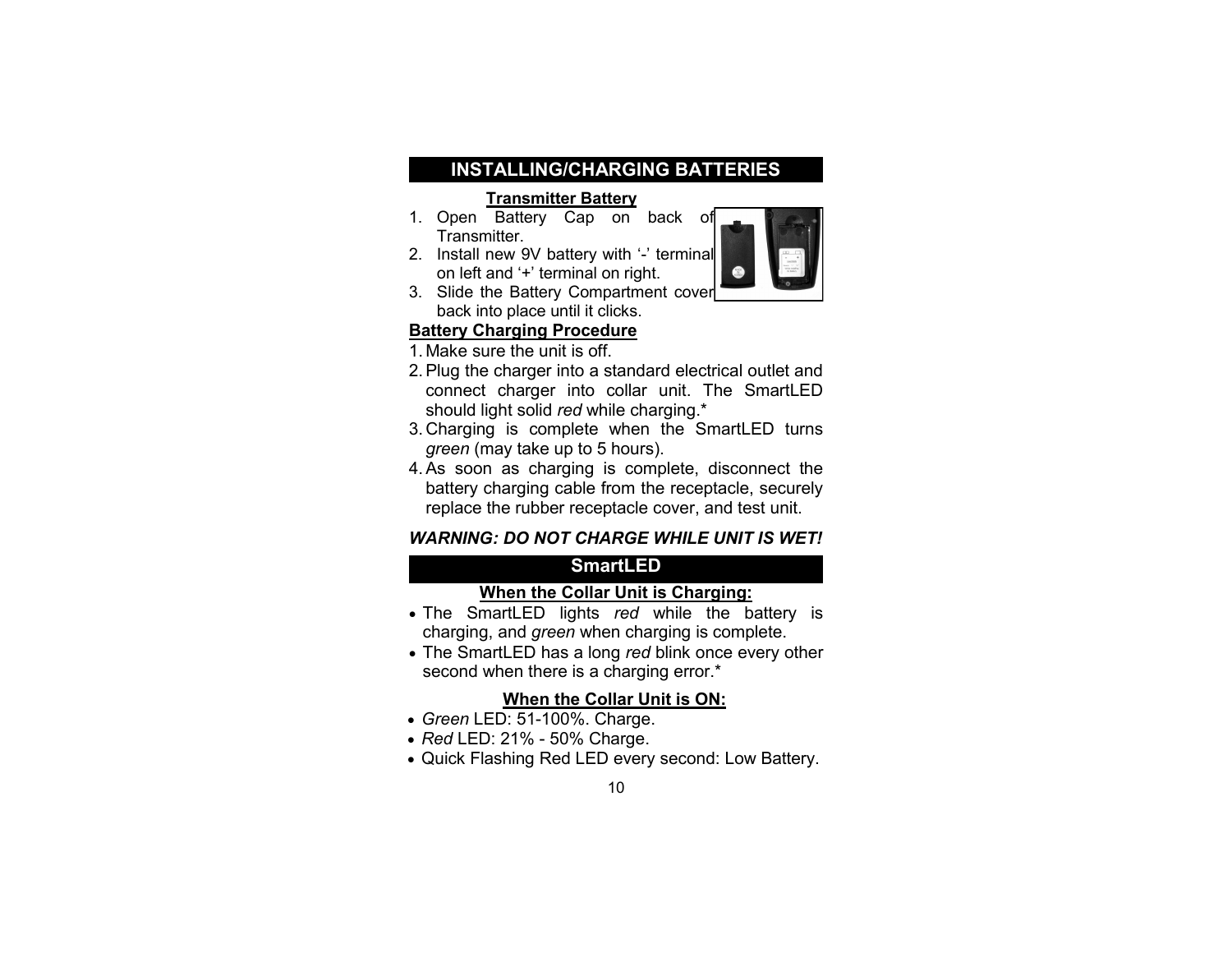## INSTALLING/CHARGING BATTERIES

**Transmitter Battery**

1. Open Battery Cap on back of Transmitter.
2. Install new 9V battery with '-' terminal on left and '+' terminal on right.
3. Slide the Battery Compartment cover back into place until it clicks.

**Battery Charging Procedure**

1. Make sure the unit is off.
2. Plug the charger into a standard electrical outlet and connect charger into collar unit. The SmartLED should light solid *red* while charging.*
3. Charging is complete when the SmartLED turns *green* (may take up to 5 hours).
4. As soon as charging is complete, disconnect the battery charging cable from the receptacle, securely replace the rubber receptacle cover, and test unit.

***WARNING: DO NOT CHARGE WHILE UNIT IS WET!***

## SmartLED

**When the Collar Unit is Charging:**

- The SmartLED lights *red* while the battery is charging, and *green* when charging is complete.
- The SmartLED has a long *red* blink once every other second when there is a charging error.*

**When the Collar Unit is ON:**

- *Green* LED: 51-100%. Charge.
- *Red* LED: 21% - 50% Charge.
- Quick Flashing Red LED every second: Low Battery.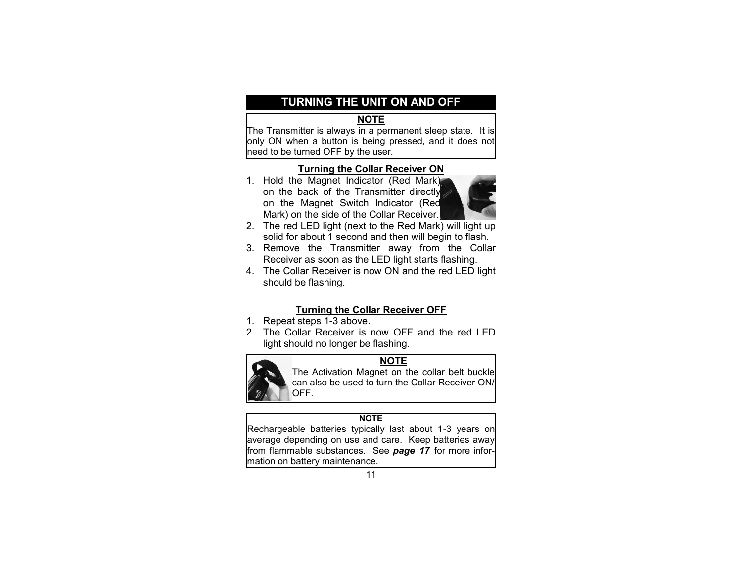## TURNING THE UNIT ON AND OFF

**NOTE**

The Transmitter is always in a permanent sleep state. It is only ON when a button is being pressed, and it does not need to be turned OFF by the user.

### Turning the Collar Receiver ON

1. Hold the Magnet Indicator (Red Mark) on the back of the Transmitter directly on the Magnet Switch Indicator (Red Mark) on the side of the Collar Receiver.
2. The red LED light (next to the Red Mark) will light up solid for about 1 second and then will begin to flash.
3. Remove the Transmitter away from the Collar Receiver as soon as the LED light starts flashing.
4. The Collar Receiver is now ON and the red LED light should be flashing.

### Turning the Collar Receiver OFF

1. Repeat steps 1-3 above.
2. The Collar Receiver is now OFF and the red LED light should no longer be flashing.

**NOTE**

The Activation Magnet on the collar belt buckle can also be used to turn the Collar Receiver ON/OFF.

**NOTE**

Rechargeable batteries typically last about 1-3 years on average depending on use and care. Keep batteries away from flammable substances. See ***page 17*** for more information on battery maintenance.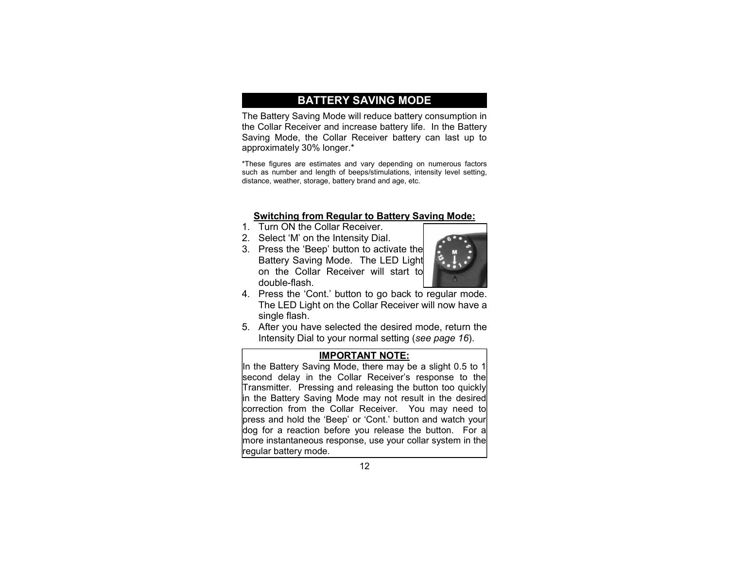## BATTERY SAVING MODE

The Battery Saving Mode will reduce battery consumption in the Collar Receiver and increase battery life. In the Battery Saving Mode, the Collar Receiver battery can last up to approximately 30% longer.*

*These figures are estimates and vary depending on numerous factors such as number and length of beeps/stimulations, intensity level setting, distance, weather, storage, battery brand and age, etc.

**Switching from Regular to Battery Saving Mode:**

1. Turn ON the Collar Receiver.
2. Select 'M' on the Intensity Dial.
3. Press the 'Beep' button to activate the Battery Saving Mode. The LED Light on the Collar Receiver will start to double-flash.
4. Press the 'Cont.' button to go back to regular mode. The LED Light on the Collar Receiver will now have a single flash.
5. After you have selected the desired mode, return the Intensity Dial to your normal setting (*see page 16*).

**IMPORTANT NOTE:**

In the Battery Saving Mode, there may be a slight 0.5 to 1 second delay in the Collar Receiver's response to the Transmitter. Pressing and releasing the button too quickly in the Battery Saving Mode may not result in the desired correction from the Collar Receiver. You may need to press and hold the 'Beep' or 'Cont.' button and watch your dog for a reaction before you release the button. For a more instantaneous response, use your collar system in the regular battery mode.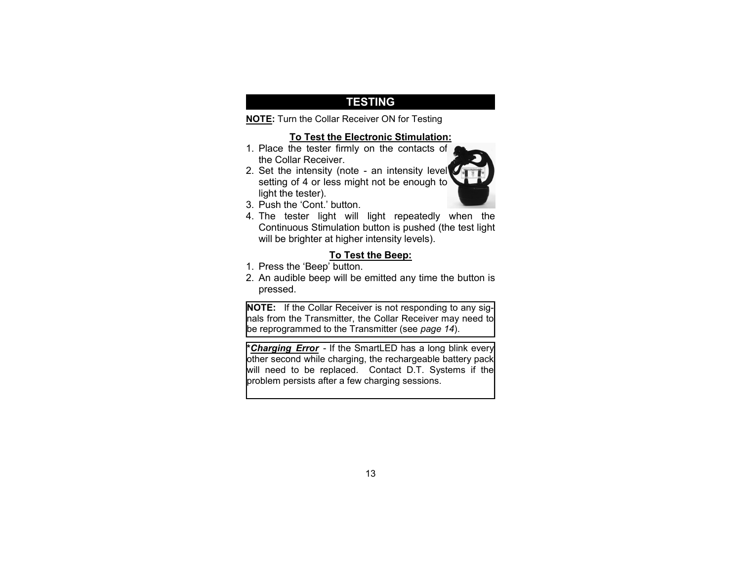# TESTING

**NOTE:** Turn the Collar Receiver ON for Testing

### To Test the Electronic Stimulation:

1. Place the tester firmly on the contacts of the Collar Receiver.
2. Set the intensity (note - an intensity level setting of 4 or less might not be enough to light the tester).
3. Push the 'Cont.' button.
4. The tester light will light repeatedly when the Continuous Stimulation button is pushed (the test light will be brighter at higher intensity levels).

### To Test the Beep:

1. Press the 'Beep' button.
2. An audible beep will be emitted any time the button is pressed.

**NOTE:** If the Collar Receiver is not responding to any signals from the Transmitter, the Collar Receiver may need to be reprogrammed to the Transmitter (see *page 14*).

***Charging Error*** - If the SmartLED has a long blink every other second while charging, the rechargeable battery pack will need to be replaced. Contact D.T. Systems if the problem persists after a few charging sessions.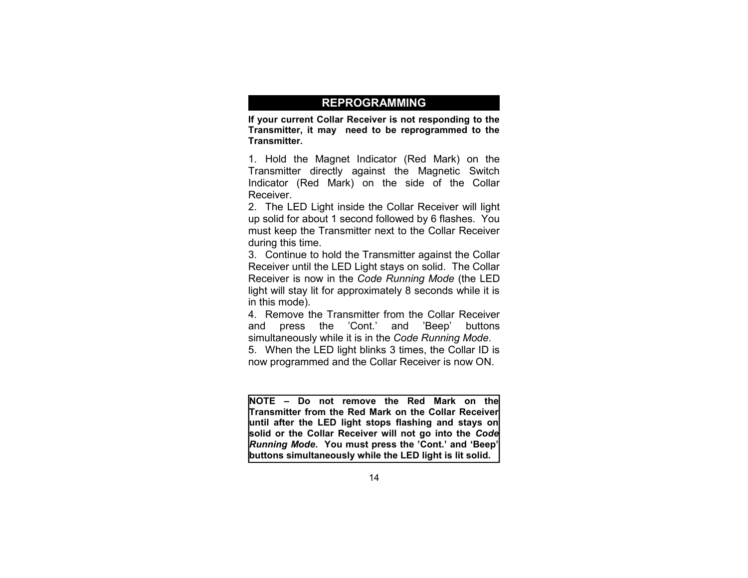## REPROGRAMMING

**If your current Collar Receiver is not responding to the Transmitter, it may need to be reprogrammed to the Transmitter.**

1. Hold the Magnet Indicator (Red Mark) on the Transmitter directly against the Magnetic Switch Indicator (Red Mark) on the side of the Collar Receiver.
2. The LED Light inside the Collar Receiver will light up solid for about 1 second followed by 6 flashes. You must keep the Transmitter next to the Collar Receiver during this time.
3. Continue to hold the Transmitter against the Collar Receiver until the LED Light stays on solid. The Collar Receiver is now in the *Code Running Mode* (the LED light will stay lit for approximately 8 seconds while it is in this mode).
4. Remove the Transmitter from the Collar Receiver and press the 'Cont.' and 'Beep' buttons simultaneously while it is in the *Code Running Mode*.
5. When the LED light blinks 3 times, the Collar ID is now programmed and the Collar Receiver is now ON.

**NOTE – Do not remove the Red Mark on the Transmitter from the Red Mark on the Collar Receiver until after the LED light stops flashing and stays on solid or the Collar Receiver will not go into the *Code Running Mode*. You must press the 'Cont.' and 'Beep' buttons simultaneously while the LED light is lit solid.**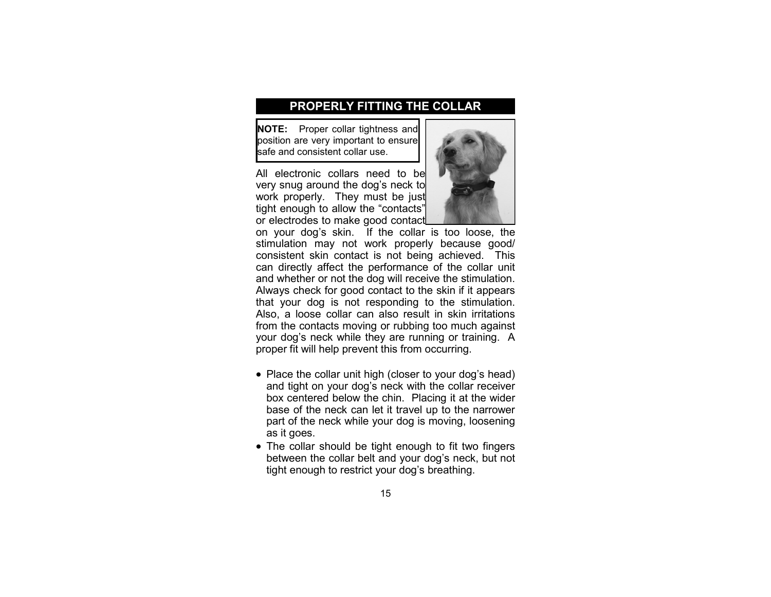## PROPERLY FITTING THE COLLAR

**NOTE:** Proper collar tightness and position are very important to ensure safe and consistent collar use.

All electronic collars need to be very snug around the dog's neck to work properly. They must be just tight enough to allow the "contacts" or electrodes to make good contact on your dog's skin. If the collar is too loose, the stimulation may not work properly because good/ consistent skin contact is not being achieved. This can directly affect the performance of the collar unit and whether or not the dog will receive the stimulation. Always check for good contact to the skin if it appears that your dog is not responding to the stimulation. Also, a loose collar can also result in skin irritations from the contacts moving or rubbing too much against your dog's neck while they are running or training. A proper fit will help prevent this from occurring.

- Place the collar unit high (closer to your dog's head) and tight on your dog's neck with the collar receiver box centered below the chin. Placing it at the wider base of the neck can let it travel up to the narrower part of the neck while your dog is moving, loosening as it goes.
- The collar should be tight enough to fit two fingers between the collar belt and your dog's neck, but not tight enough to restrict your dog's breathing.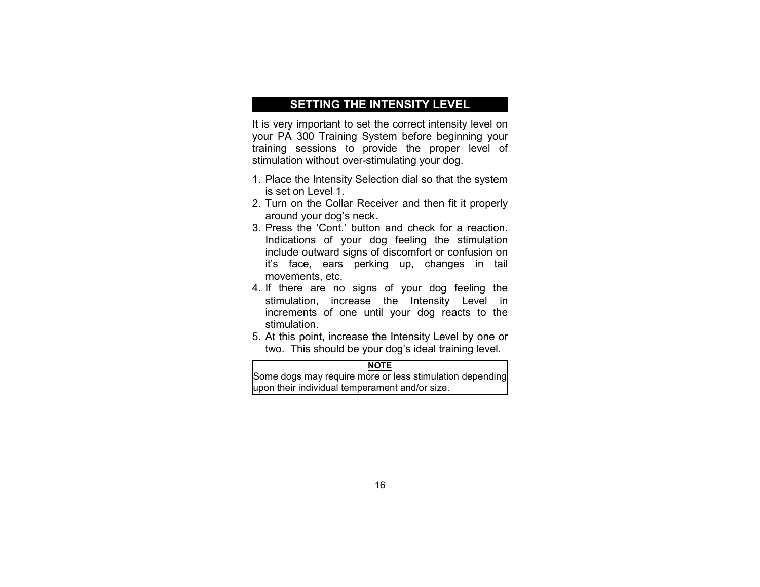## SETTING THE INTENSITY LEVEL

It is very important to set the correct intensity level on your PA 300 Training System before beginning your training sessions to provide the proper level of stimulation without over-stimulating your dog.

1. Place the Intensity Selection dial so that the system is set on Level 1.
2. Turn on the Collar Receiver and then fit it properly around your dog's neck.
3. Press the 'Cont.' button and check for a reaction. Indications of your dog feeling the stimulation include outward signs of discomfort or confusion on it's face, ears perking up, changes in tail movements, etc.
4. If there are no signs of your dog feeling the stimulation, increase the Intensity Level in increments of one until your dog reacts to the stimulation.
5. At this point, increase the Intensity Level by one or two. This should be your dog's ideal training level.

**NOTE**

Some dogs may require more or less stimulation depending upon their individual temperament and/or size.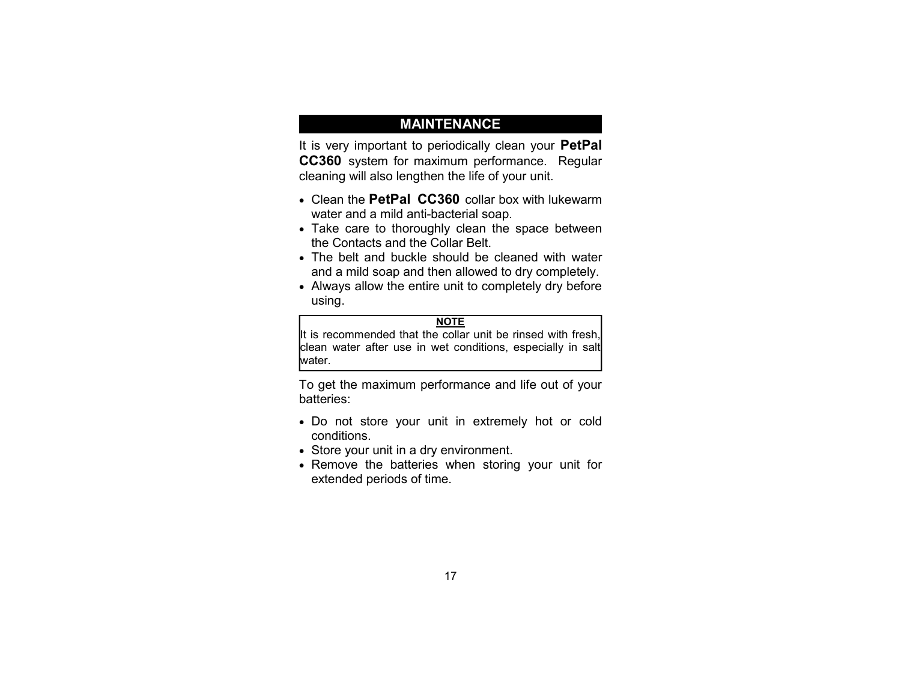## MAINTENANCE

It is very important to periodically clean your **PetPal CC360** system for maximum performance. Regular cleaning will also lengthen the life of your unit.

- Clean the **PetPal CC360** collar box with lukewarm water and a mild anti-bacterial soap.
- Take care to thoroughly clean the space between the Contacts and the Collar Belt.
- The belt and buckle should be cleaned with water and a mild soap and then allowed to dry completely.
- Always allow the entire unit to completely dry before using.

> **NOTE**
>
> It is recommended that the collar unit be rinsed with fresh, clean water after use in wet conditions, especially in salt water.

To get the maximum performance and life out of your batteries:

- Do not store your unit in extremely hot or cold conditions.
- Store your unit in a dry environment.
- Remove the batteries when storing your unit for extended periods of time.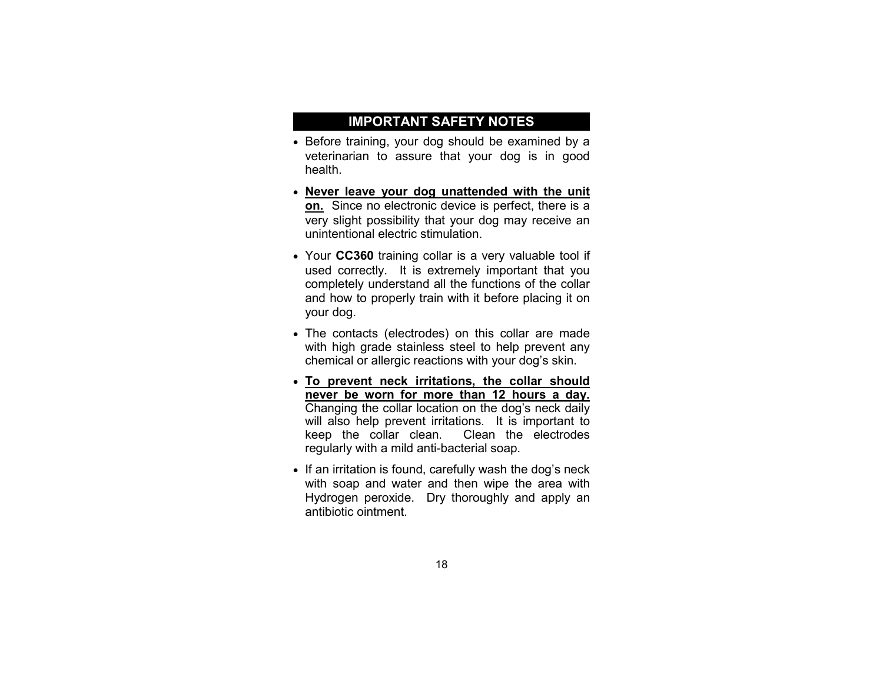## IMPORTANT SAFETY NOTES

- Before training, your dog should be examined by a veterinarian to assure that your dog is in good health.
- **Never leave your dog unattended with the unit on.** Since no electronic device is perfect, there is a very slight possibility that your dog may receive an unintentional electric stimulation.
- Your **CC360** training collar is a very valuable tool if used correctly. It is extremely important that you completely understand all the functions of the collar and how to properly train with it before placing it on your dog.
- The contacts (electrodes) on this collar are made with high grade stainless steel to help prevent any chemical or allergic reactions with your dog's skin.
- **To prevent neck irritations, the collar should never be worn for more than 12 hours a day.** Changing the collar location on the dog's neck daily will also help prevent irritations. It is important to keep the collar clean. Clean the electrodes regularly with a mild anti-bacterial soap.
- If an irritation is found, carefully wash the dog's neck with soap and water and then wipe the area with Hydrogen peroxide. Dry thoroughly and apply an antibiotic ointment.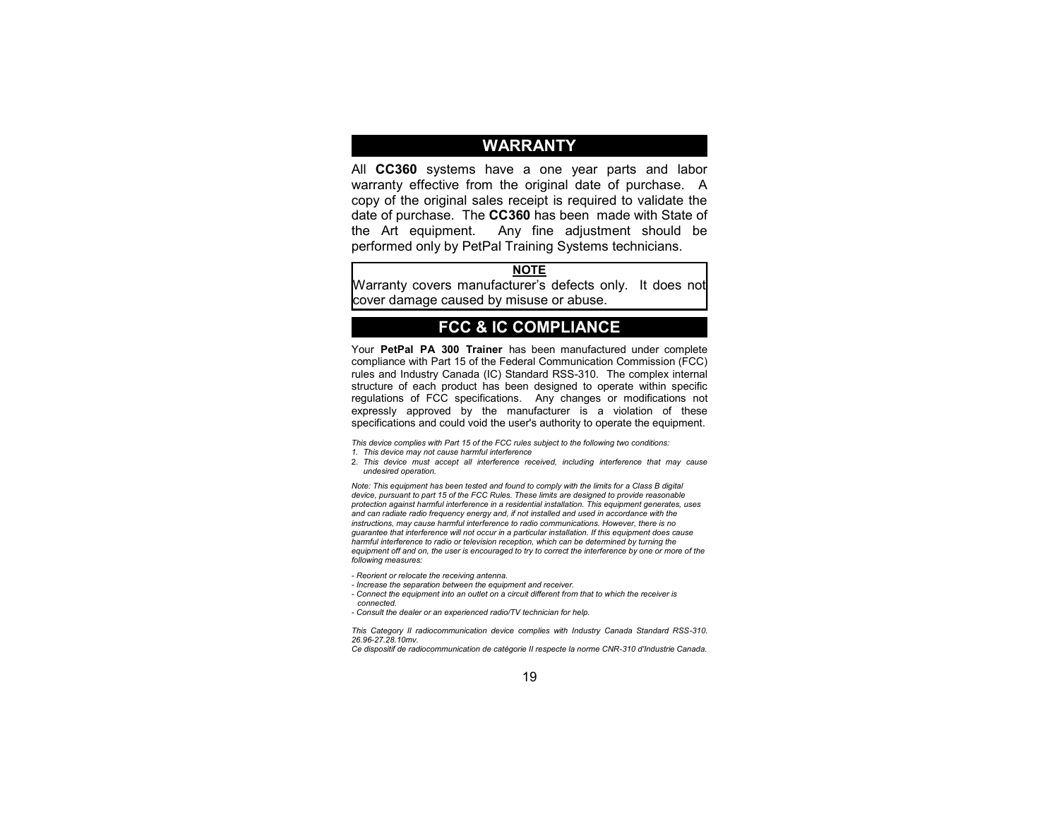## WARRANTY

All **CC360** systems have a one year parts and labor warranty effective from the original date of purchase. A copy of the original sales receipt is required to validate the date of purchase. The **CC360** has been made with State of the Art equipment. Any fine adjustment should be performed only by PetPal Training Systems technicians.

**NOTE**

Warranty covers manufacturer's defects only. It does not cover damage caused by misuse or abuse.

## FCC & IC COMPLIANCE

Your **PetPal PA 300 Trainer** has been manufactured under complete compliance with Part 15 of the Federal Communication Commission (FCC) rules and Industry Canada (IC) Standard RSS-310. The complex internal structure of each product has been designed to operate within specific regulations of FCC specifications. Any changes or modifications not expressly approved by the manufacturer is a violation of these specifications and could void the user's authority to operate the equipment.

*This device complies with Part 15 of the FCC rules subject to the following two conditions:*

1. *This device may not cause harmful interference*
2. *This device must accept all interference received, including interference that may cause undesired operation.*

*Note: This equipment has been tested and found to comply with the limits for a Class B digital device, pursuant to part 15 of the FCC Rules. These limits are designed to provide reasonable protection against harmful interference in a residential installation. This equipment generates, uses and can radiate radio frequency energy and, if not installed and used in accordance with the instructions, may cause harmful interference to radio communications. However, there is no guarantee that interference will not occur in a particular installation. If this equipment does cause harmful interference to radio or television reception, which can be determined by turning the equipment off and on, the user is encouraged to try to correct the interference by one or more of the following measures:*

- *Reorient or relocate the receiving antenna.*
- *Increase the separation between the equipment and receiver.*
- *Connect the equipment into an outlet on a circuit different from that to which the receiver is connected.*
- *Consult the dealer or an experienced radio/TV technician for help.*

*This Category II radiocommunication device complies with Industry Canada Standard RSS-310. 26.96-27.28.10mv.*

*Ce dispositif de radiocommunication de catégorie II respecte la norme CNR-310 d'Industrie Canada.*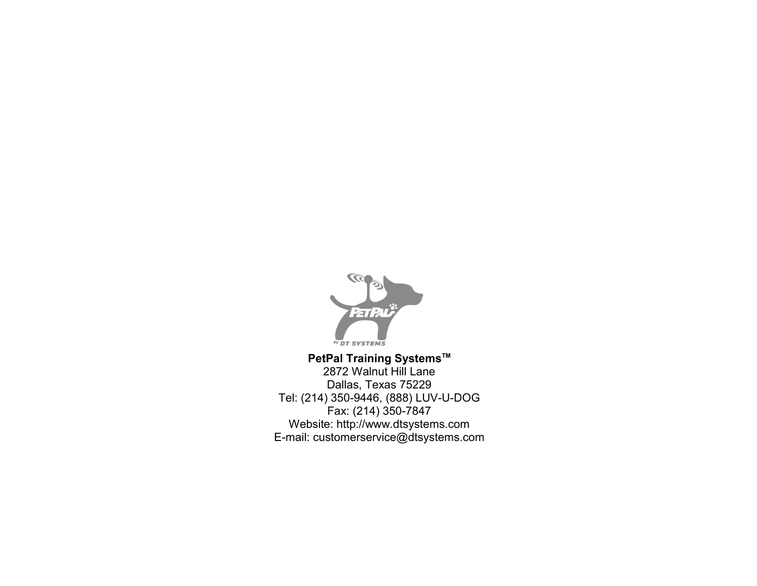**PetPal Training Systems™**

2872 Walnut Hill Lane
Dallas, Texas 75229
Tel: (214) 350-9446, (888) LUV-U-DOG
Fax: (214) 350-7847
Website: http://www.dtsystems.com
E-mail: customerservice@dtsystems.com